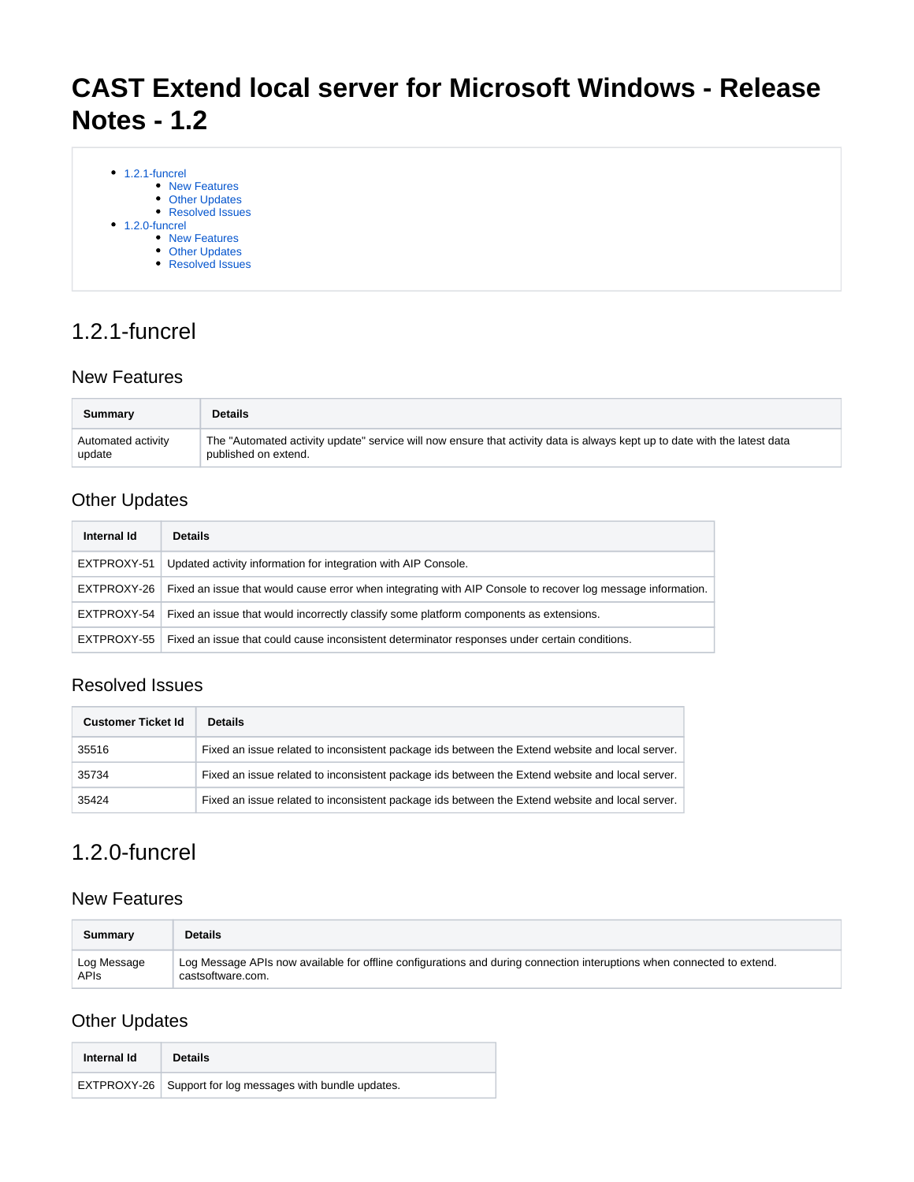# CAST Extend local server for Microsoft Windows - Release Notes - 1.2

- 1.2.1-funcrel
  - New Features
  - Other Updates
  - Resolved Issues
- 1.2.0-funcrel
  - New Features
  - Other Updates
  - Resolved Issues

## 1.2.1-funcrel

### New Features

| Summary | Details |
|---|---|
| Automated activity update | The "Automated activity update" service will now ensure that activity data is always kept up to date with the latest data published on extend. |

### Other Updates

| Internal Id | Details |
|---|---|
| EXTPROXY-51 | Updated activity information for integration with AIP Console. |
| EXTPROXY-26 | Fixed an issue that would cause error when integrating with AIP Console to recover log message information. |
| EXTPROXY-54 | Fixed an issue that would incorrectly classify some platform components as extensions. |
| EXTPROXY-55 | Fixed an issue that could cause inconsistent determinator responses under certain conditions. |

### Resolved Issues

| Customer Ticket Id | Details |
|---|---|
| 35516 | Fixed an issue related to inconsistent package ids between the Extend website and local server. |
| 35734 | Fixed an issue related to inconsistent package ids between the Extend website and local server. |
| 35424 | Fixed an issue related to inconsistent package ids between the Extend website and local server. |

## 1.2.0-funcrel

### New Features

| Summary | Details |
|---|---|
| Log Message APIs | Log Message APIs now available for offline configurations and during connection interuptions when connected to extend. castsoftware.com. |

### Other Updates

| Internal Id | Details |
|---|---|
| EXTPROXY-26 | Support for log messages with bundle updates. |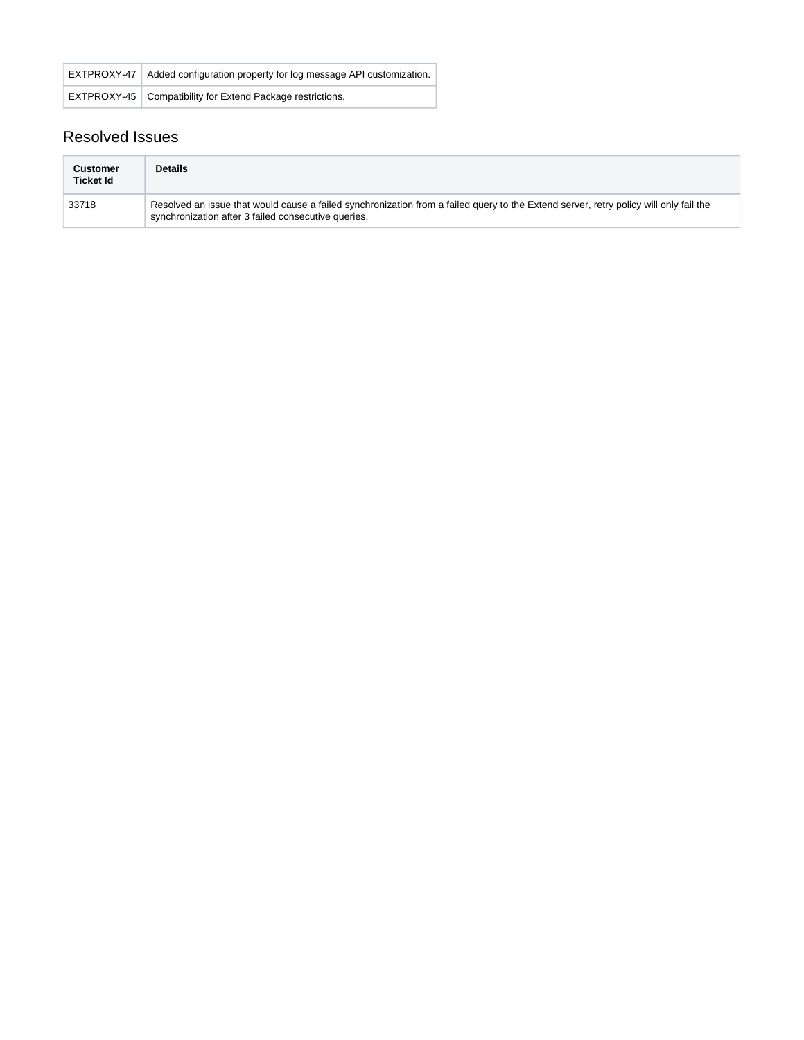| | |
|---|---|
| EXTPROXY-47 | Added configuration property for log message API customization. |
| EXTPROXY-45 | Compatibility for Extend Package restrictions. |

## Resolved Issues

| Customer Ticket Id | Details |
|---|---|
| 33718 | Resolved an issue that would cause a failed synchronization from a failed query to the Extend server, retry policy will only fail the synchronization after 3 failed consecutive queries. |